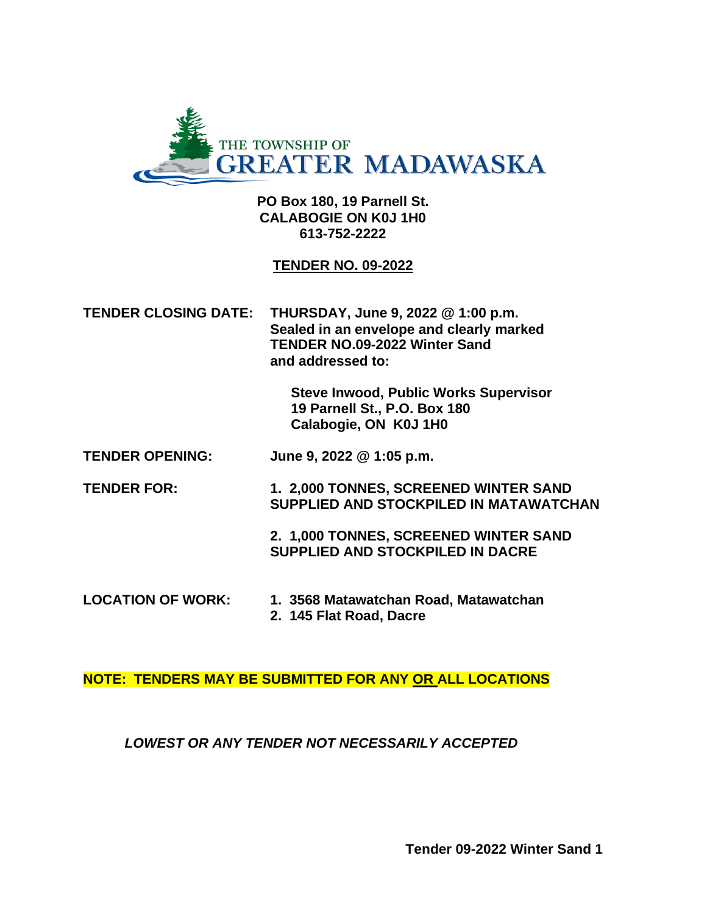THE TOWNSHIP OF
# GREATER MADAWASKA

**PO Box 180, 19 Parnell St.**
**CALABOGIE ON K0J 1H0**
**613-752-2222**

## TENDER NO. 09-2022

**TENDER CLOSING DATE:** **THURSDAY, June 9, 2022 @ 1:00 p.m.**
**Sealed in an envelope and clearly marked TENDER NO.09-2022 Winter Sand and addressed to:**

**Steve Inwood, Public Works Supervisor**
**19 Parnell St., P.O. Box 180**
**Calabogie, ON K0J 1H0**

**TENDER OPENING:** **June 9, 2022 @ 1:05 p.m.**

**TENDER FOR:**

1. **2,000 TONNES, SCREENED WINTER SAND SUPPLIED AND STOCKPILED IN MATAWATCHAN**
2. **1,000 TONNES, SCREENED WINTER SAND SUPPLIED AND STOCKPILED IN DACRE**

**LOCATION OF WORK:**

1. **3568 Matawatchan Road, Matawatchan**
2. **145 Flat Road, Dacre**

**NOTE: TENDERS MAY BE SUBMITTED FOR ANY OR ALL LOCATIONS**

***LOWEST OR ANY TENDER NOT NECESSARILY ACCEPTED***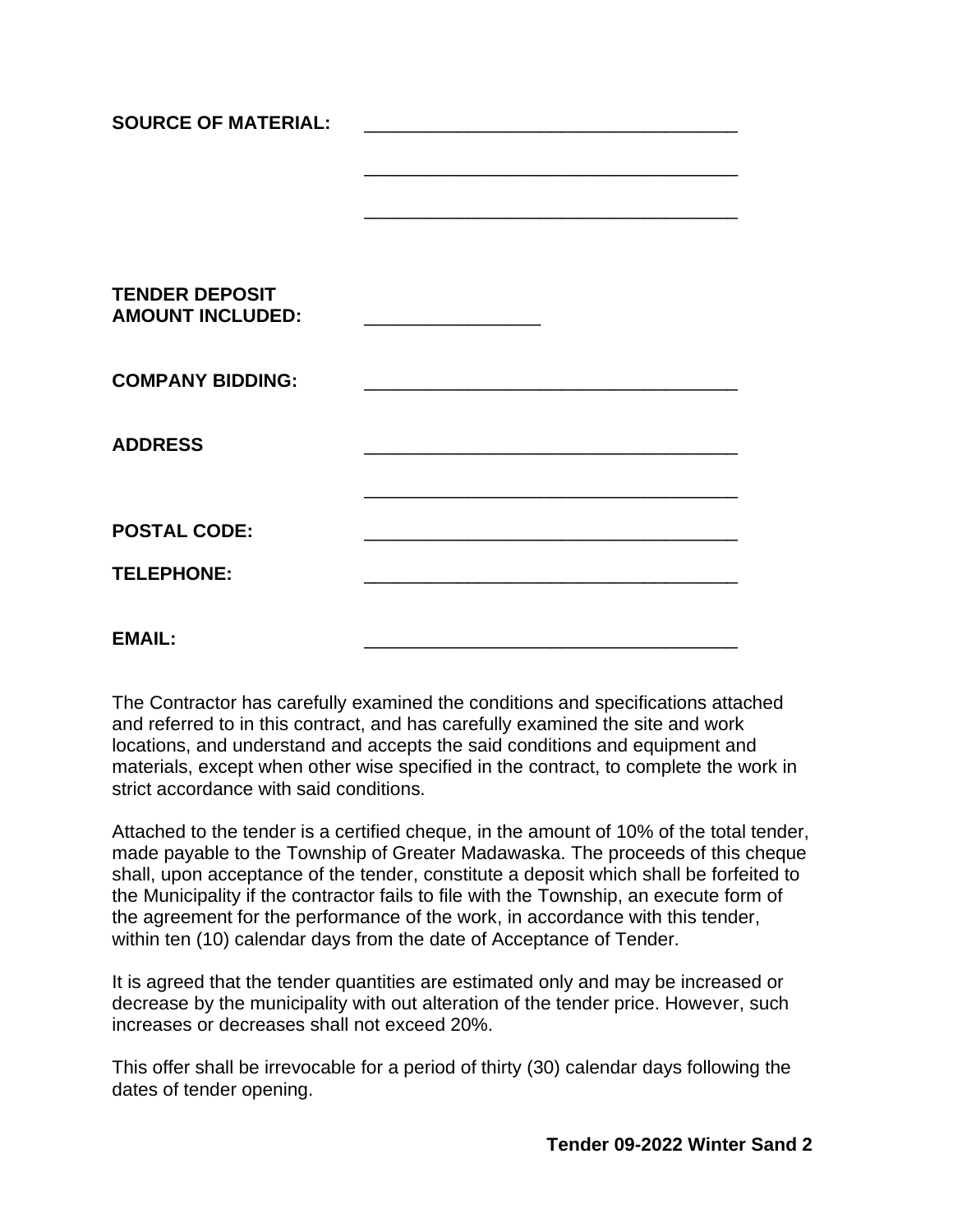**SOURCE OF MATERIAL:** _____________________________________

_____________________________________

_____________________________________

**TENDER DEPOSIT AMOUNT INCLUDED:** _________________

**COMPANY BIDDING:** _____________________________________

**ADDRESS** _____________________________________

_____________________________________

**POSTAL CODE:** _____________________________________

**TELEPHONE:** _____________________________________

**EMAIL:** _____________________________________

The Contractor has carefully examined the conditions and specifications attached and referred to in this contract, and has carefully examined the site and work locations, and understand and accepts the said conditions and equipment and materials, except when other wise specified in the contract, to complete the work in strict accordance with said conditions.

Attached to the tender is a certified cheque, in the amount of 10% of the total tender, made payable to the Township of Greater Madawaska. The proceeds of this cheque shall, upon acceptance of the tender, constitute a deposit which shall be forfeited to the Municipality if the contractor fails to file with the Township, an execute form of the agreement for the performance of the work, in accordance with this tender, within ten (10) calendar days from the date of Acceptance of Tender.

It is agreed that the tender quantities are estimated only and may be increased or decrease by the municipality with out alteration of the tender price. However, such increases or decreases shall not exceed 20%.

This offer shall be irrevocable for a period of thirty (30) calendar days following the dates of tender opening.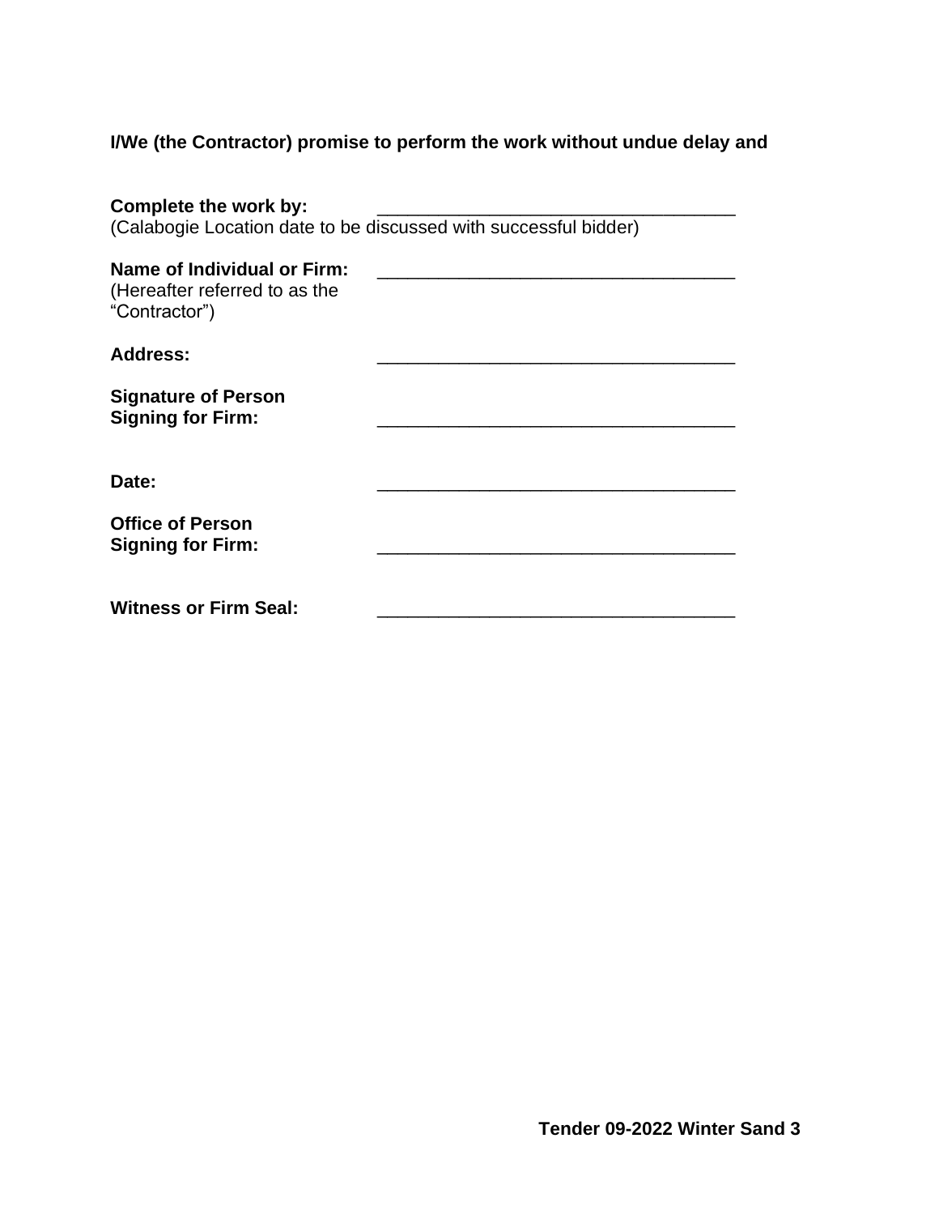**I/We (the Contractor) promise to perform the work without undue delay and**

**Complete the work by:** ___________________________________
(Calabogie Location date to be discussed with successful bidder)

**Name of Individual or Firm:** ___________________________________
(Hereafter referred to as the "Contractor")

**Address:** ___________________________________

**Signature of Person Signing for Firm:** ___________________________________

**Date:** ___________________________________

**Office of Person Signing for Firm:** ___________________________________

**Witness or Firm Seal:** ___________________________________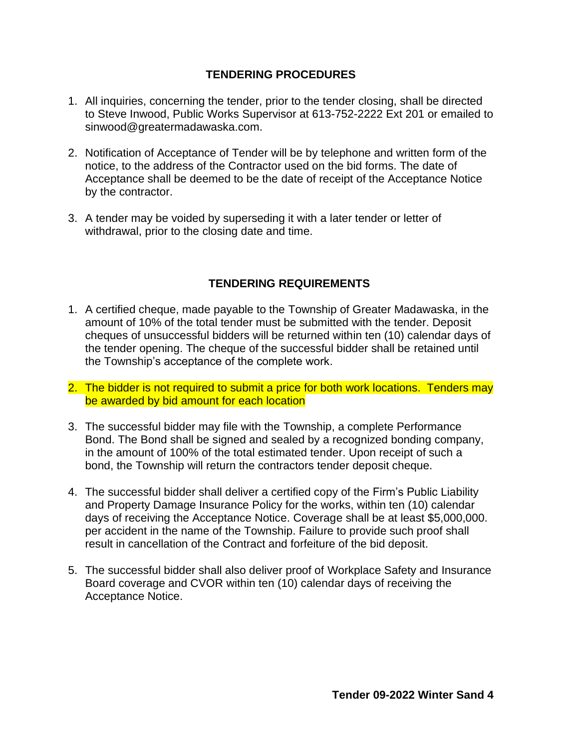## TENDERING PROCEDURES

1. All inquiries, concerning the tender, prior to the tender closing, shall be directed to Steve Inwood, Public Works Supervisor at 613-752-2222 Ext 201 or emailed to sinwood@greatermadawaska.com.

2. Notification of Acceptance of Tender will be by telephone and written form of the notice, to the address of the Contractor used on the bid forms. The date of Acceptance shall be deemed to be the date of receipt of the Acceptance Notice by the contractor.

3. A tender may be voided by superseding it with a later tender or letter of withdrawal, prior to the closing date and time.

## TENDERING REQUIREMENTS

1. A certified cheque, made payable to the Township of Greater Madawaska, in the amount of 10% of the total tender must be submitted with the tender. Deposit cheques of unsuccessful bidders will be returned within ten (10) calendar days of the tender opening. The cheque of the successful bidder shall be retained until the Township's acceptance of the complete work.

2. The bidder is not required to submit a price for both work locations. Tenders may be awarded by bid amount for each location

3. The successful bidder may file with the Township, a complete Performance Bond. The Bond shall be signed and sealed by a recognized bonding company, in the amount of 100% of the total estimated tender. Upon receipt of such a bond, the Township will return the contractors tender deposit cheque.

4. The successful bidder shall deliver a certified copy of the Firm's Public Liability and Property Damage Insurance Policy for the works, within ten (10) calendar days of receiving the Acceptance Notice. Coverage shall be at least $5,000,000. per accident in the name of the Township. Failure to provide such proof shall result in cancellation of the Contract and forfeiture of the bid deposit.

5. The successful bidder shall also deliver proof of Workplace Safety and Insurance Board coverage and CVOR within ten (10) calendar days of receiving the Acceptance Notice.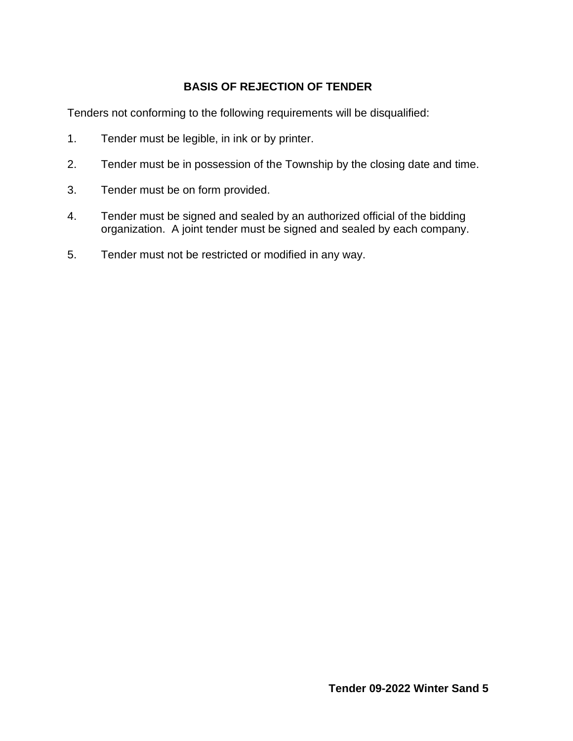## BASIS OF REJECTION OF TENDER

Tenders not conforming to the following requirements will be disqualified:

1. Tender must be legible, in ink or by printer.

2. Tender must be in possession of the Township by the closing date and time.

3. Tender must be on form provided.

4. Tender must be signed and sealed by an authorized official of the bidding organization. A joint tender must be signed and sealed by each company.

5. Tender must not be restricted or modified in any way.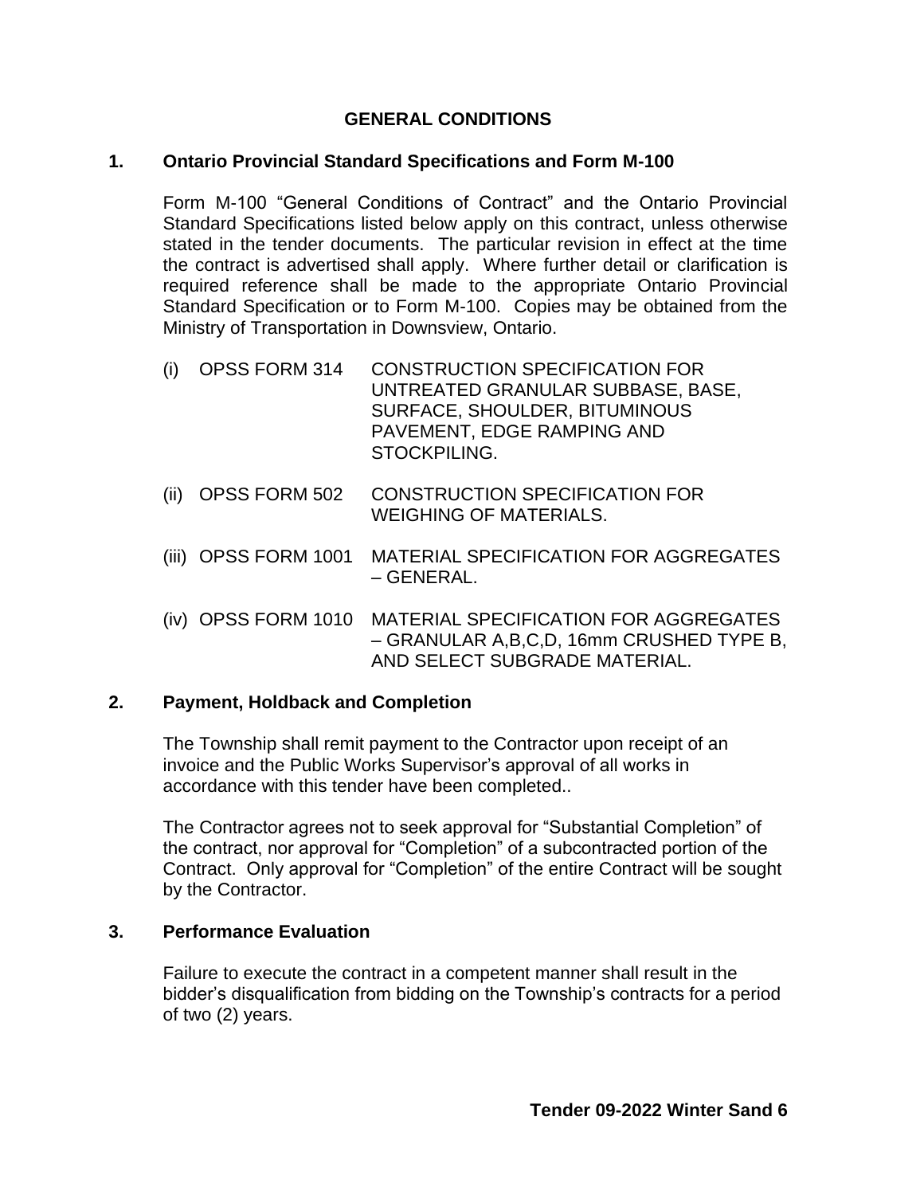# GENERAL CONDITIONS

## 1. Ontario Provincial Standard Specifications and Form M-100

Form M-100 "General Conditions of Contract" and the Ontario Provincial Standard Specifications listed below apply on this contract, unless otherwise stated in the tender documents. The particular revision in effect at the time the contract is advertised shall apply. Where further detail or clarification is required reference shall be made to the appropriate Ontario Provincial Standard Specification or to Form M-100. Copies may be obtained from the Ministry of Transportation in Downsview, Ontario.

(i) OPSS FORM 314 CONSTRUCTION SPECIFICATION FOR UNTREATED GRANULAR SUBBASE, BASE, SURFACE, SHOULDER, BITUMINOUS PAVEMENT, EDGE RAMPING AND STOCKPILING.

(ii) OPSS FORM 502 CONSTRUCTION SPECIFICATION FOR WEIGHING OF MATERIALS.

(iii) OPSS FORM 1001 MATERIAL SPECIFICATION FOR AGGREGATES – GENERAL.

(iv) OPSS FORM 1010 MATERIAL SPECIFICATION FOR AGGREGATES – GRANULAR A,B,C,D, 16mm CRUSHED TYPE B, AND SELECT SUBGRADE MATERIAL.

## 2. Payment, Holdback and Completion

The Township shall remit payment to the Contractor upon receipt of an invoice and the Public Works Supervisor's approval of all works in accordance with this tender have been completed..

The Contractor agrees not to seek approval for "Substantial Completion" of the contract, nor approval for "Completion" of a subcontracted portion of the Contract. Only approval for "Completion" of the entire Contract will be sought by the Contractor.

## 3. Performance Evaluation

Failure to execute the contract in a competent manner shall result in the bidder's disqualification from bidding on the Township's contracts for a period of two (2) years.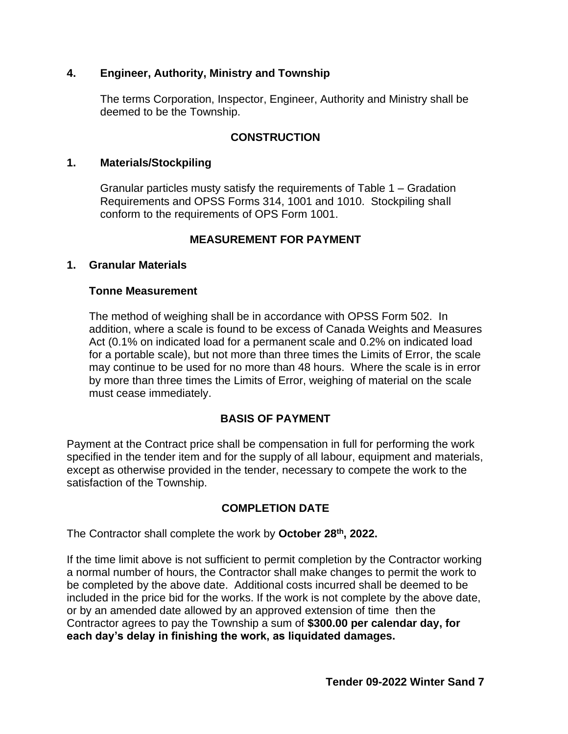### 4. Engineer, Authority, Ministry and Township

The terms Corporation, Inspector, Engineer, Authority and Ministry shall be deemed to be the Township.

## CONSTRUCTION

### 1. Materials/Stockpiling

Granular particles musty satisfy the requirements of Table 1 – Gradation Requirements and OPSS Forms 314, 1001 and 1010. Stockpiling shall conform to the requirements of OPS Form 1001.

## MEASUREMENT FOR PAYMENT

### 1. Granular Materials

**Tonne Measurement**

The method of weighing shall be in accordance with OPSS Form 502. In addition, where a scale is found to be excess of Canada Weights and Measures Act (0.1% on indicated load for a permanent scale and 0.2% on indicated load for a portable scale), but not more than three times the Limits of Error, the scale may continue to be used for no more than 48 hours. Where the scale is in error by more than three times the Limits of Error, weighing of material on the scale must cease immediately.

## BASIS OF PAYMENT

Payment at the Contract price shall be compensation in full for performing the work specified in the tender item and for the supply of all labour, equipment and materials, except as otherwise provided in the tender, necessary to compete the work to the satisfaction of the Township.

## COMPLETION DATE

The Contractor shall complete the work by **October 28th, 2022.**

If the time limit above is not sufficient to permit completion by the Contractor working a normal number of hours, the Contractor shall make changes to permit the work to be completed by the above date. Additional costs incurred shall be deemed to be included in the price bid for the works. If the work is not complete by the above date, or by an amended date allowed by an approved extension of time then the Contractor agrees to pay the Township a sum of **$300.00 per calendar day, for each day's delay in finishing the work, as liquidated damages.**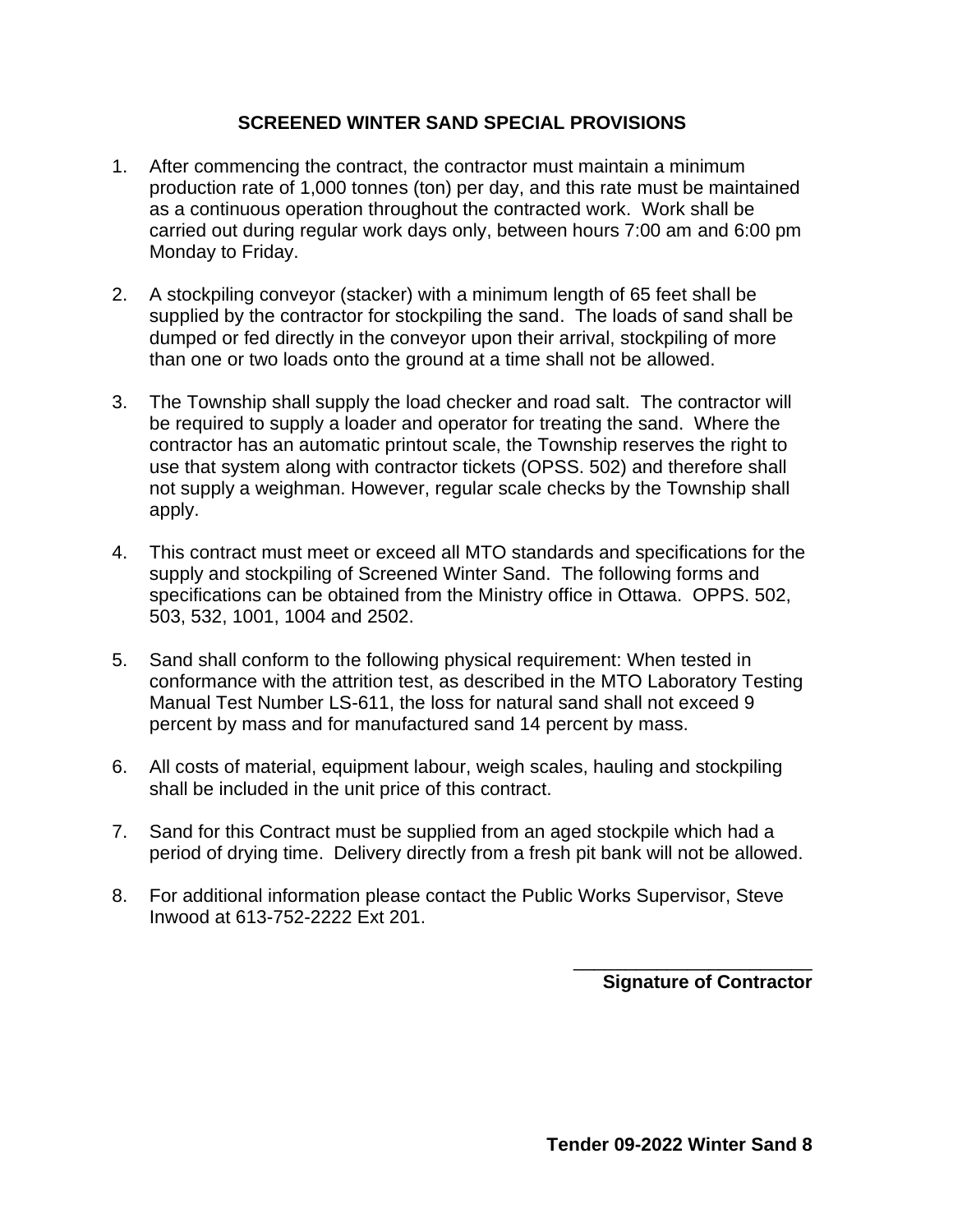# SCREENED WINTER SAND SPECIAL PROVISIONS

1. After commencing the contract, the contractor must maintain a minimum production rate of 1,000 tonnes (ton) per day, and this rate must be maintained as a continuous operation throughout the contracted work. Work shall be carried out during regular work days only, between hours 7:00 am and 6:00 pm Monday to Friday.

2. A stockpiling conveyor (stacker) with a minimum length of 65 feet shall be supplied by the contractor for stockpiling the sand. The loads of sand shall be dumped or fed directly in the conveyor upon their arrival, stockpiling of more than one or two loads onto the ground at a time shall not be allowed.

3. The Township shall supply the load checker and road salt. The contractor will be required to supply a loader and operator for treating the sand. Where the contractor has an automatic printout scale, the Township reserves the right to use that system along with contractor tickets (OPSS. 502) and therefore shall not supply a weighman. However, regular scale checks by the Township shall apply.

4. This contract must meet or exceed all MTO standards and specifications for the supply and stockpiling of Screened Winter Sand. The following forms and specifications can be obtained from the Ministry office in Ottawa. OPPS. 502, 503, 532, 1001, 1004 and 2502.

5. Sand shall conform to the following physical requirement: When tested in conformance with the attrition test, as described in the MTO Laboratory Testing Manual Test Number LS-611, the loss for natural sand shall not exceed 9 percent by mass and for manufactured sand 14 percent by mass.

6. All costs of material, equipment labour, weigh scales, hauling and stockpiling shall be included in the unit price of this contract.

7. Sand for this Contract must be supplied from an aged stockpile which had a period of drying time. Delivery directly from a fresh pit bank will not be allowed.

8. For additional information please contact the Public Works Supervisor, Steve Inwood at 613-752-2222 Ext 201.

_______________________

**Signature of Contractor**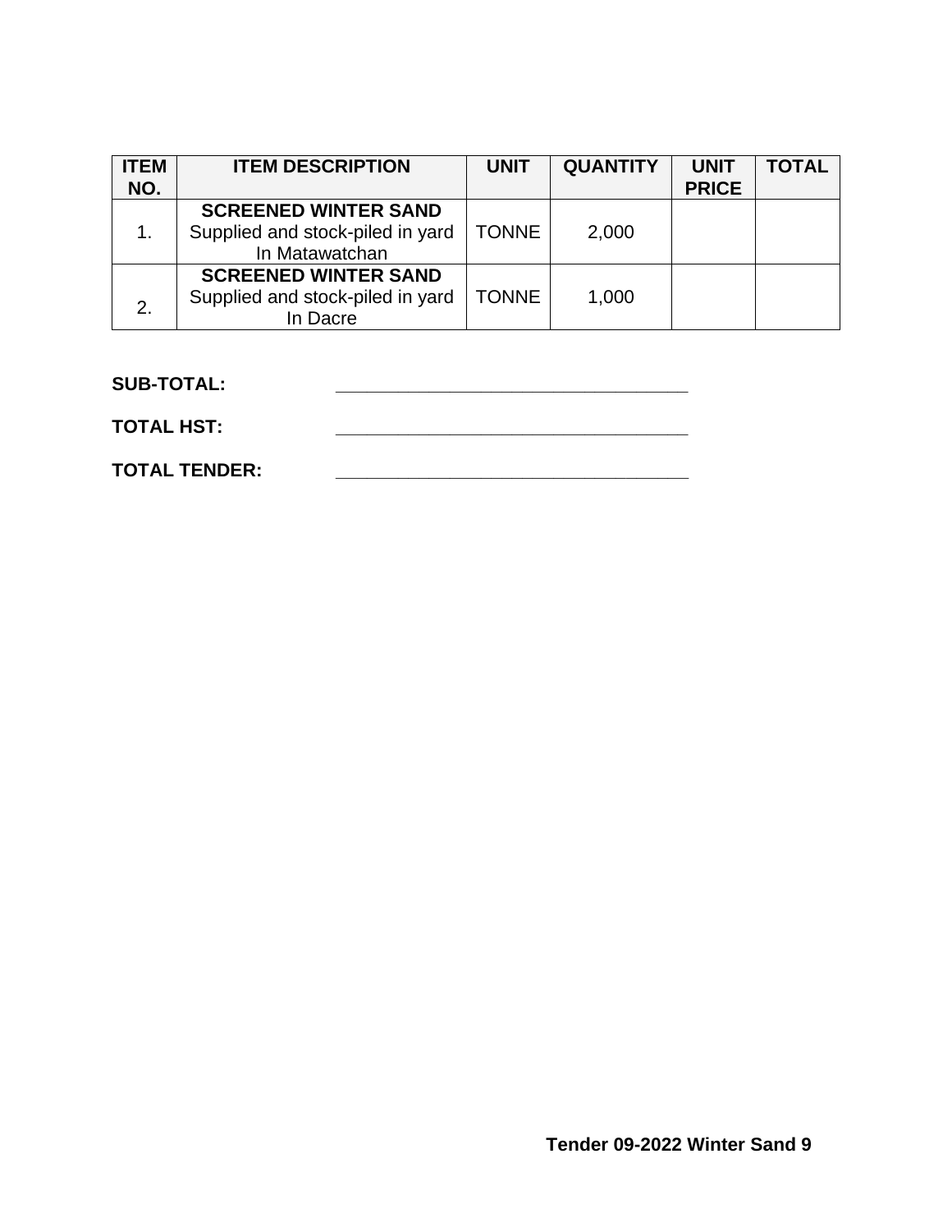| ITEM NO. | ITEM DESCRIPTION | UNIT | QUANTITY | UNIT PRICE | TOTAL |
|---|---|---|---|---|---|
| 1. | **SCREENED WINTER SAND** Supplied and stock-piled in yard In Matawatchan | TONNE | 2,000 | | |
| 2. | **SCREENED WINTER SAND** Supplied and stock-piled in yard In Dacre | TONNE | 1,000 | | |

**SUB-TOTAL:** ____________________________________

**TOTAL HST:** ____________________________________

**TOTAL TENDER:** ____________________________________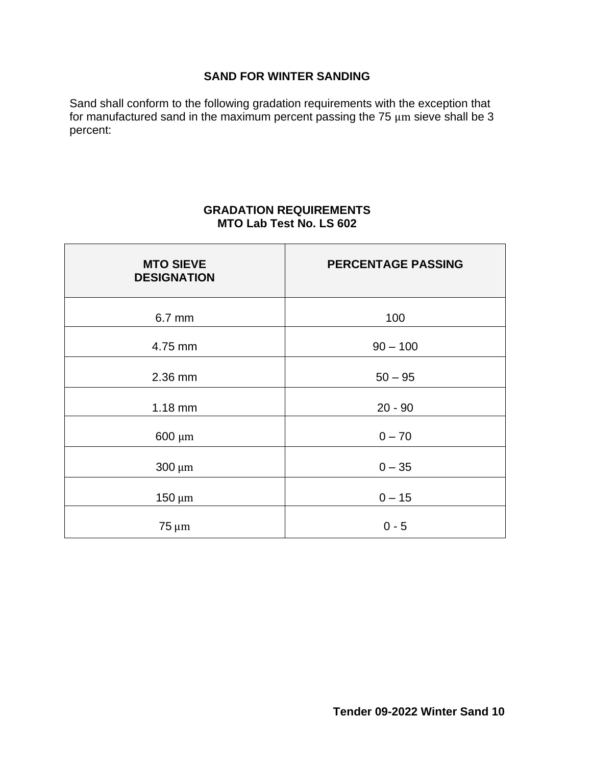## SAND FOR WINTER SANDING

Sand shall conform to the following gradation requirements with the exception that for manufactured sand in the maximum percent passing the 75 μm sieve shall be 3 percent:

### GRADATION REQUIREMENTS
### MTO Lab Test No. LS 602

| MTO SIEVE DESIGNATION | PERCENTAGE PASSING |
|---|---|
| 6.7 mm | 100 |
| 4.75 mm | 90 – 100 |
| 2.36 mm | 50 – 95 |
| 1.18 mm | 20 - 90 |
| 600 μm | 0 – 70 |
| 300 μm | 0 – 35 |
| 150 μm | 0 – 15 |
| 75 μm | 0 - 5 |